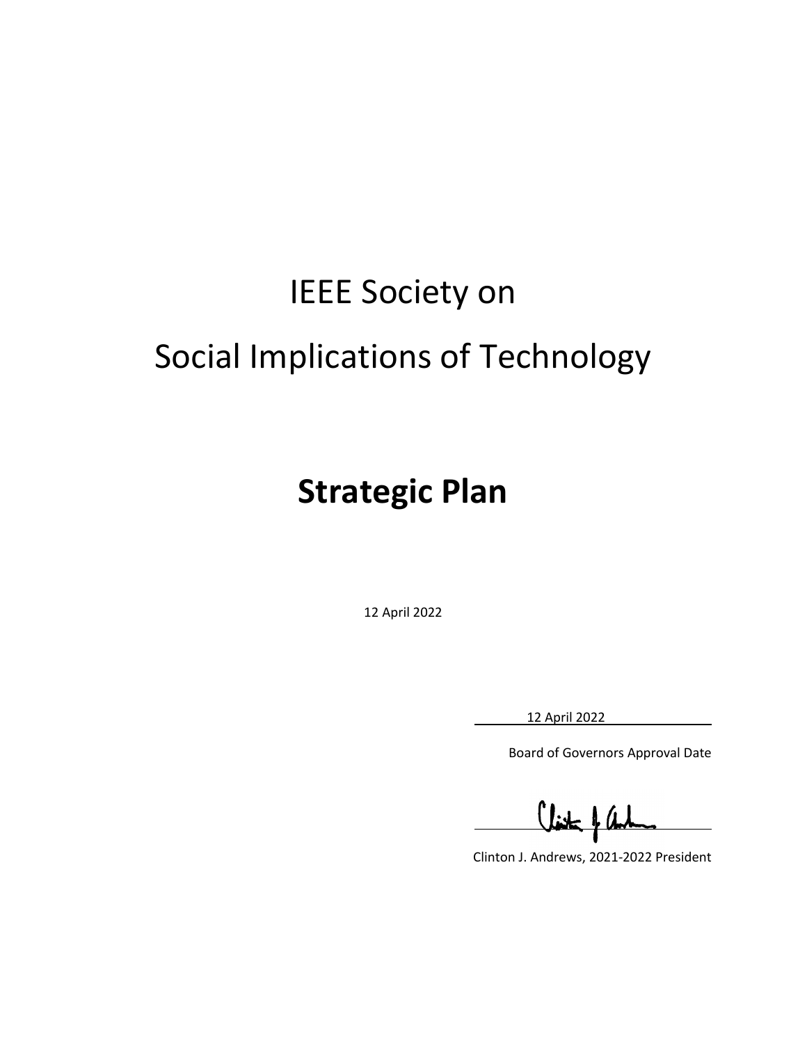# IEEE Society on Social Implications of Technology

# Strategic Plan

12 April 2022

12 April 2022

Board of Governors Approval Date

Clinton J. Andrews, 2021-2022 President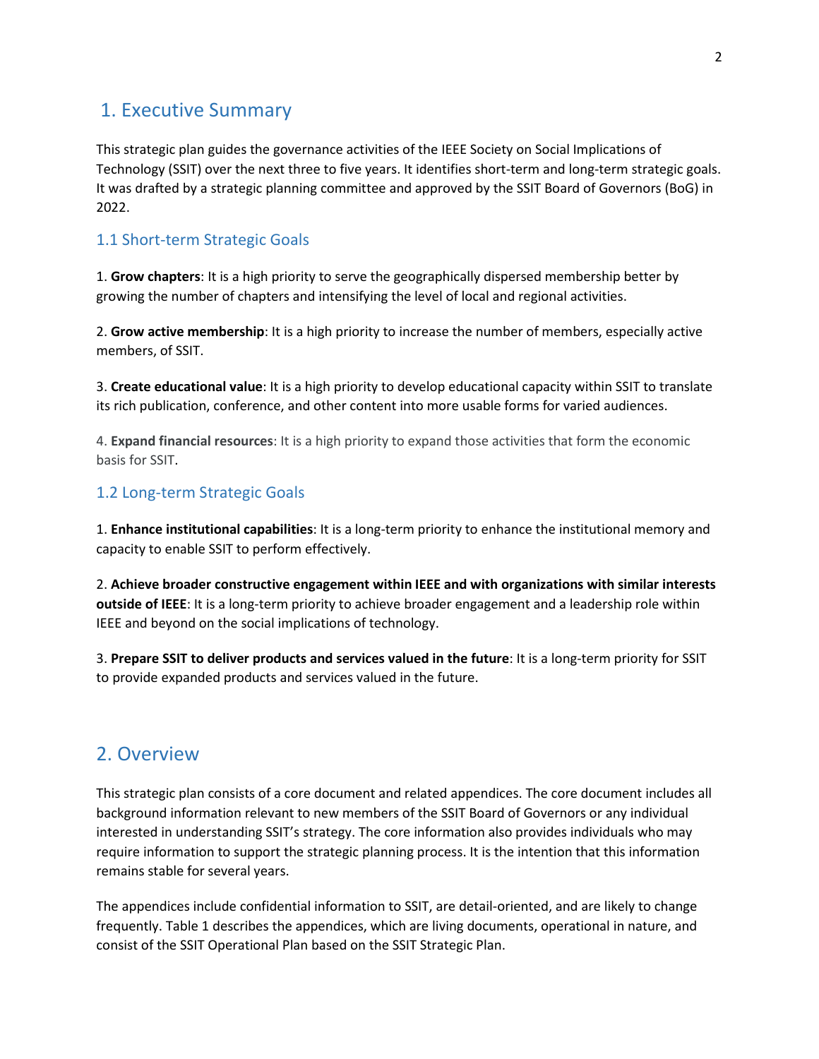# 1. Executive Summary

This strategic plan guides the governance activities of the IEEE Society on Social Implications of Technology (SSIT) over the next three to five years. It identifies short-term and long-term strategic goals. It was drafted by a strategic planning committee and approved by the SSIT Board of Governors (BoG) in 2022.

## 1.1 Short-term Strategic Goals

1. **Grow chapters**: It is a high priority to serve the geographically dispersed membership better by growing the number of chapters and intensifying the level of local and regional activities.

2. **Grow active membership**: It is a high priority to increase the number of members, especially active members, of SSIT.

3. **Create educational value**: It is a high priority to develop educational capacity within SSIT to translate its rich publication, conference, and other content into more usable forms for varied audiences.

4. **Expand financial resources**: It is a high priority to expand those activities that form the economic basis for SSIT.

## 1.2 Long-term Strategic Goals

1. **Enhance institutional capabilities**: It is a long-term priority to enhance the institutional memory and capacity to enable SSIT to perform effectively.

2. **Achieve broader constructive engagement within IEEE and with organizations with similar interests outside of IEEE**: It is a long-term priority to achieve broader engagement and a leadership role within IEEE and beyond on the social implications of technology.

3. **Prepare SSIT to deliver products and services valued in the future**: It is a long-term priority for SSIT to provide expanded products and services valued in the future.

# 2. Overview

This strategic plan consists of a core document and related appendices. The core document includes all background information relevant to new members of the SSIT Board of Governors or any individual interested in understanding SSIT's strategy. The core information also provides individuals who may require information to support the strategic planning process. It is the intention that this information remains stable for several years.

The appendices include confidential information to SSIT, are detail-oriented, and are likely to change frequently. Table 1 describes the appendices, which are living documents, operational in nature, and consist of the SSIT Operational Plan based on the SSIT Strategic Plan.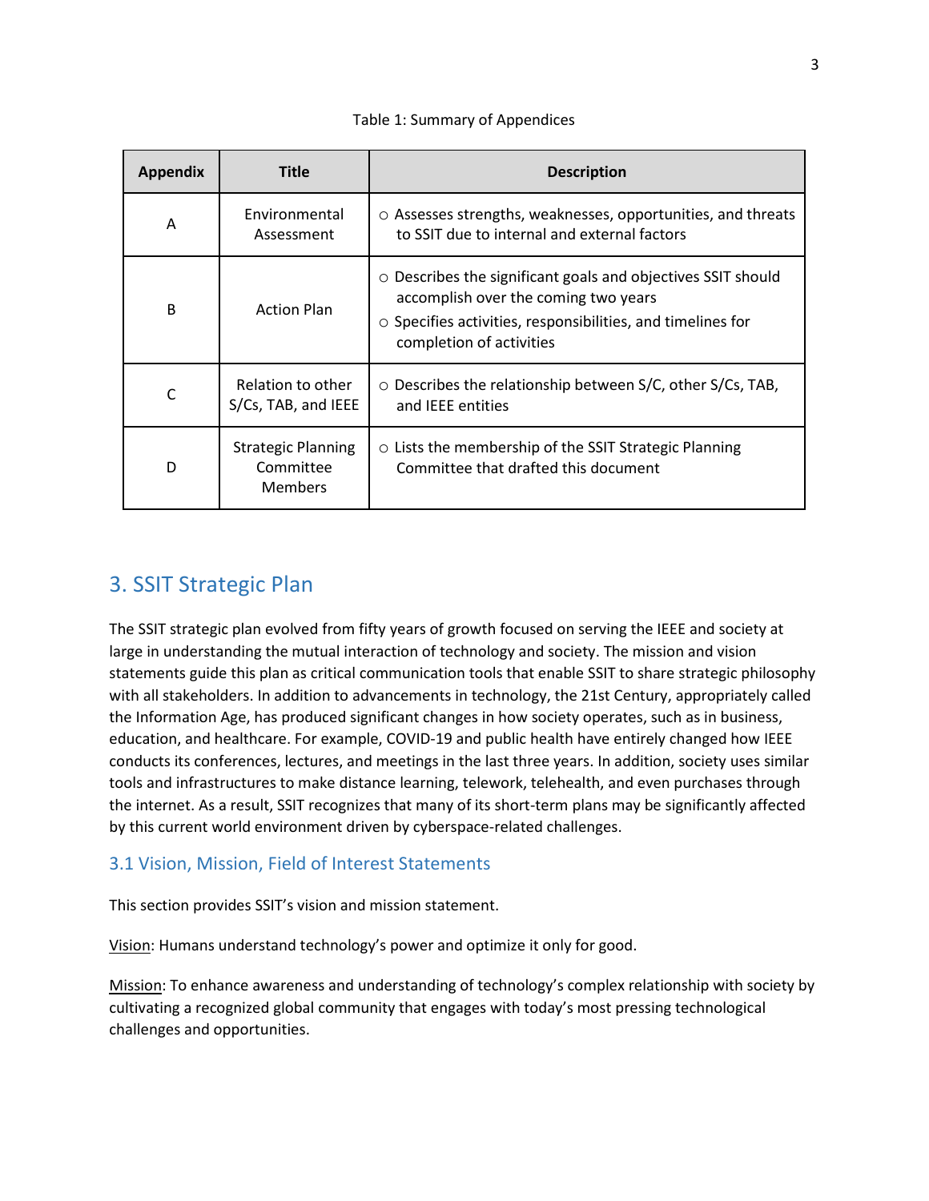Table 1: Summary of Appendices

| Appendix | Title | Description |
|---|---|---|
| A | Environmental Assessment | ○ Assesses strengths, weaknesses, opportunities, and threats to SSIT due to internal and external factors |
| B | Action Plan | ○ Describes the significant goals and objectives SSIT should accomplish over the coming two years<br>○ Specifies activities, responsibilities, and timelines for completion of activities |
| C | Relation to other S/Cs, TAB, and IEEE | ○ Describes the relationship between S/C, other S/Cs, TAB, and IEEE entities |
| D | Strategic Planning Committee Members | ○ Lists the membership of the SSIT Strategic Planning Committee that drafted this document |

## 3. SSIT Strategic Plan

The SSIT strategic plan evolved from fifty years of growth focused on serving the IEEE and society at large in understanding the mutual interaction of technology and society. The mission and vision statements guide this plan as critical communication tools that enable SSIT to share strategic philosophy with all stakeholders. In addition to advancements in technology, the 21st Century, appropriately called the Information Age, has produced significant changes in how society operates, such as in business, education, and healthcare. For example, COVID-19 and public health have entirely changed how IEEE conducts its conferences, lectures, and meetings in the last three years. In addition, society uses similar tools and infrastructures to make distance learning, telework, telehealth, and even purchases through the internet. As a result, SSIT recognizes that many of its short-term plans may be significantly affected by this current world environment driven by cyberspace-related challenges.

### 3.1 Vision, Mission, Field of Interest Statements

This section provides SSIT's vision and mission statement.

<u>Vision</u>: Humans understand technology's power and optimize it only for good.

<u>Mission</u>: To enhance awareness and understanding of technology's complex relationship with society by cultivating a recognized global community that engages with today's most pressing technological challenges and opportunities.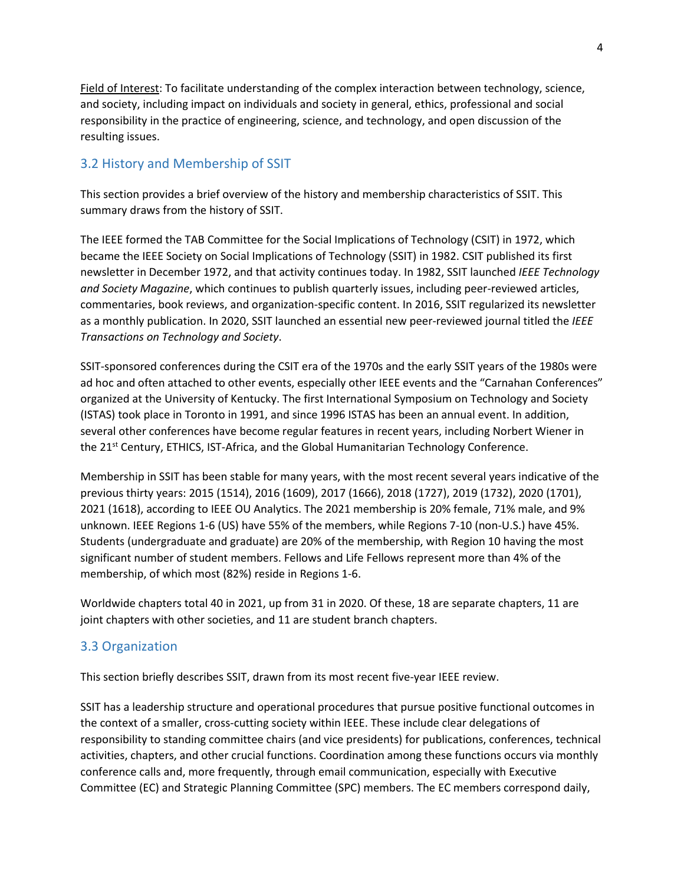Field of Interest: To facilitate understanding of the complex interaction between technology, science, and society, including impact on individuals and society in general, ethics, professional and social responsibility in the practice of engineering, science, and technology, and open discussion of the resulting issues.

## 3.2 History and Membership of SSIT

This section provides a brief overview of the history and membership characteristics of SSIT. This summary draws from the history of SSIT.

The IEEE formed the TAB Committee for the Social Implications of Technology (CSIT) in 1972, which became the IEEE Society on Social Implications of Technology (SSIT) in 1982. CSIT published its first newsletter in December 1972, and that activity continues today. In 1982, SSIT launched *IEEE Technology and Society Magazine*, which continues to publish quarterly issues, including peer-reviewed articles, commentaries, book reviews, and organization-specific content. In 2016, SSIT regularized its newsletter as a monthly publication. In 2020, SSIT launched an essential new peer-reviewed journal titled the *IEEE Transactions on Technology and Society*.

SSIT-sponsored conferences during the CSIT era of the 1970s and the early SSIT years of the 1980s were ad hoc and often attached to other events, especially other IEEE events and the "Carnahan Conferences" organized at the University of Kentucky. The first International Symposium on Technology and Society (ISTAS) took place in Toronto in 1991, and since 1996 ISTAS has been an annual event. In addition, several other conferences have become regular features in recent years, including Norbert Wiener in the 21st Century, ETHICS, IST-Africa, and the Global Humanitarian Technology Conference.

Membership in SSIT has been stable for many years, with the most recent several years indicative of the previous thirty years: 2015 (1514), 2016 (1609), 2017 (1666), 2018 (1727), 2019 (1732), 2020 (1701), 2021 (1618), according to IEEE OU Analytics. The 2021 membership is 20% female, 71% male, and 9% unknown. IEEE Regions 1-6 (US) have 55% of the members, while Regions 7-10 (non-U.S.) have 45%. Students (undergraduate and graduate) are 20% of the membership, with Region 10 having the most significant number of student members. Fellows and Life Fellows represent more than 4% of the membership, of which most (82%) reside in Regions 1-6.

Worldwide chapters total 40 in 2021, up from 31 in 2020. Of these, 18 are separate chapters, 11 are joint chapters with other societies, and 11 are student branch chapters.

## 3.3 Organization

This section briefly describes SSIT, drawn from its most recent five-year IEEE review.

SSIT has a leadership structure and operational procedures that pursue positive functional outcomes in the context of a smaller, cross-cutting society within IEEE. These include clear delegations of responsibility to standing committee chairs (and vice presidents) for publications, conferences, technical activities, chapters, and other crucial functions. Coordination among these functions occurs via monthly conference calls and, more frequently, through email communication, especially with Executive Committee (EC) and Strategic Planning Committee (SPC) members. The EC members correspond daily,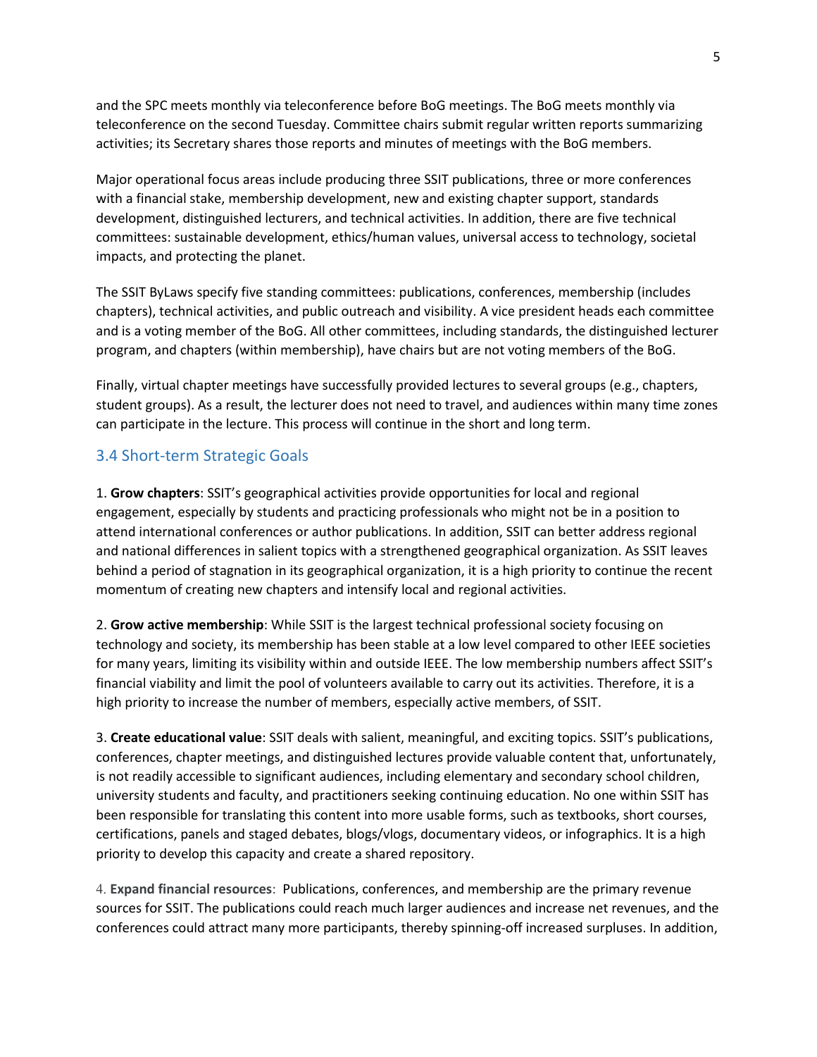and the SPC meets monthly via teleconference before BoG meetings. The BoG meets monthly via teleconference on the second Tuesday. Committee chairs submit regular written reports summarizing activities; its Secretary shares those reports and minutes of meetings with the BoG members.

Major operational focus areas include producing three SSIT publications, three or more conferences with a financial stake, membership development, new and existing chapter support, standards development, distinguished lecturers, and technical activities. In addition, there are five technical committees: sustainable development, ethics/human values, universal access to technology, societal impacts, and protecting the planet.

The SSIT ByLaws specify five standing committees: publications, conferences, membership (includes chapters), technical activities, and public outreach and visibility. A vice president heads each committee and is a voting member of the BoG. All other committees, including standards, the distinguished lecturer program, and chapters (within membership), have chairs but are not voting members of the BoG.

Finally, virtual chapter meetings have successfully provided lectures to several groups (e.g., chapters, student groups). As a result, the lecturer does not need to travel, and audiences within many time zones can participate in the lecture. This process will continue in the short and long term.

## 3.4 Short-term Strategic Goals

1. **Grow chapters**: SSIT's geographical activities provide opportunities for local and regional engagement, especially by students and practicing professionals who might not be in a position to attend international conferences or author publications. In addition, SSIT can better address regional and national differences in salient topics with a strengthened geographical organization. As SSIT leaves behind a period of stagnation in its geographical organization, it is a high priority to continue the recent momentum of creating new chapters and intensify local and regional activities.

2. **Grow active membership**: While SSIT is the largest technical professional society focusing on technology and society, its membership has been stable at a low level compared to other IEEE societies for many years, limiting its visibility within and outside IEEE. The low membership numbers affect SSIT's financial viability and limit the pool of volunteers available to carry out its activities. Therefore, it is a high priority to increase the number of members, especially active members, of SSIT.

3. **Create educational value**: SSIT deals with salient, meaningful, and exciting topics. SSIT's publications, conferences, chapter meetings, and distinguished lectures provide valuable content that, unfortunately, is not readily accessible to significant audiences, including elementary and secondary school children, university students and faculty, and practitioners seeking continuing education. No one within SSIT has been responsible for translating this content into more usable forms, such as textbooks, short courses, certifications, panels and staged debates, blogs/vlogs, documentary videos, or infographics. It is a high priority to develop this capacity and create a shared repository.

4. **Expand financial resources**: Publications, conferences, and membership are the primary revenue sources for SSIT. The publications could reach much larger audiences and increase net revenues, and the conferences could attract many more participants, thereby spinning-off increased surpluses. In addition,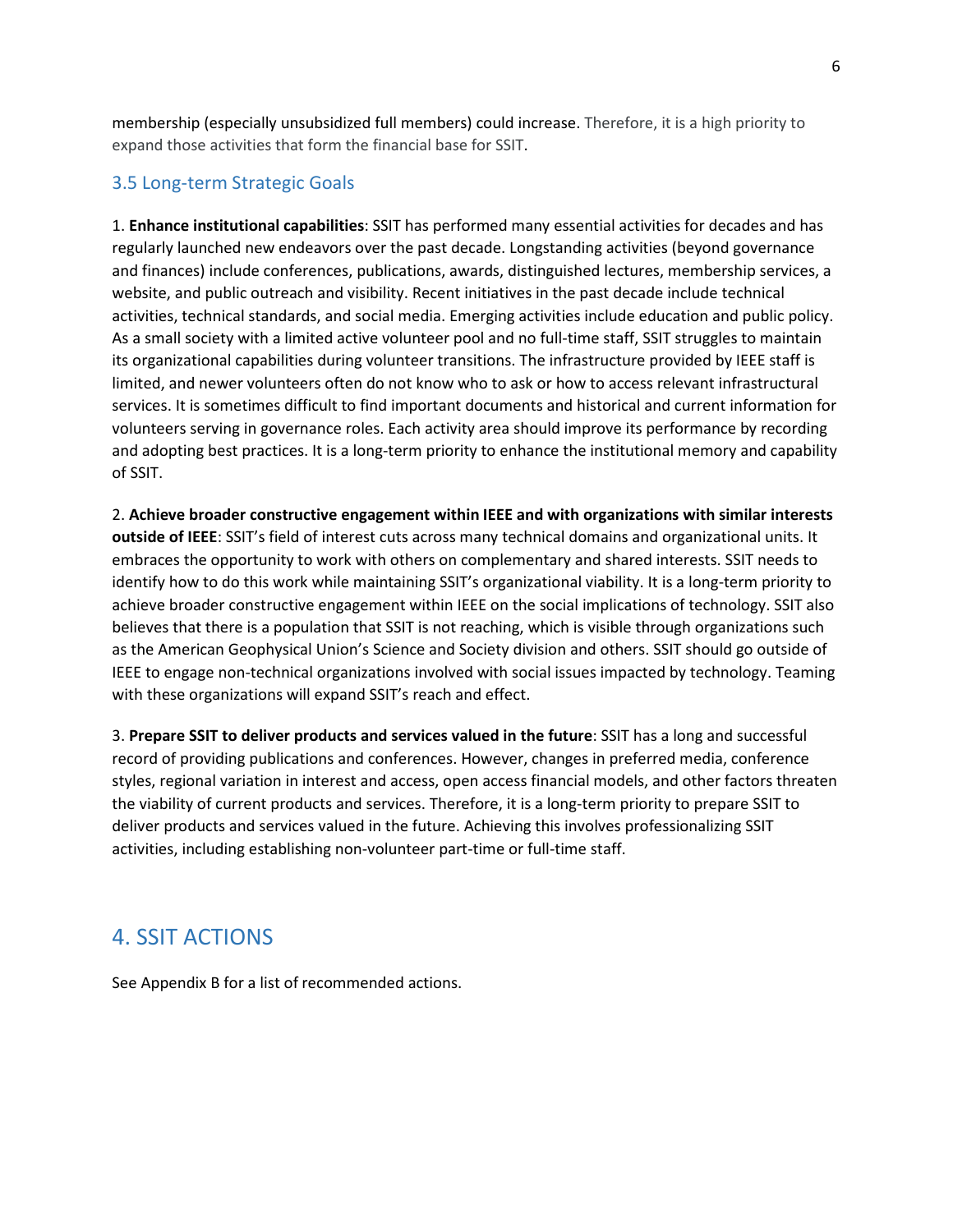membership (especially unsubsidized full members) could increase. Therefore, it is a high priority to expand those activities that form the financial base for SSIT.

### 3.5 Long-term Strategic Goals

1. **Enhance institutional capabilities**: SSIT has performed many essential activities for decades and has regularly launched new endeavors over the past decade. Longstanding activities (beyond governance and finances) include conferences, publications, awards, distinguished lectures, membership services, a website, and public outreach and visibility. Recent initiatives in the past decade include technical activities, technical standards, and social media. Emerging activities include education and public policy. As a small society with a limited active volunteer pool and no full-time staff, SSIT struggles to maintain its organizational capabilities during volunteer transitions. The infrastructure provided by IEEE staff is limited, and newer volunteers often do not know who to ask or how to access relevant infrastructural services. It is sometimes difficult to find important documents and historical and current information for volunteers serving in governance roles. Each activity area should improve its performance by recording and adopting best practices. It is a long-term priority to enhance the institutional memory and capability of SSIT.

2. **Achieve broader constructive engagement within IEEE and with organizations with similar interests outside of IEEE**: SSIT's field of interest cuts across many technical domains and organizational units. It embraces the opportunity to work with others on complementary and shared interests. SSIT needs to identify how to do this work while maintaining SSIT's organizational viability. It is a long-term priority to achieve broader constructive engagement within IEEE on the social implications of technology. SSIT also believes that there is a population that SSIT is not reaching, which is visible through organizations such as the American Geophysical Union's Science and Society division and others. SSIT should go outside of IEEE to engage non-technical organizations involved with social issues impacted by technology. Teaming with these organizations will expand SSIT's reach and effect.

3. **Prepare SSIT to deliver products and services valued in the future**: SSIT has a long and successful record of providing publications and conferences. However, changes in preferred media, conference styles, regional variation in interest and access, open access financial models, and other factors threaten the viability of current products and services. Therefore, it is a long-term priority to prepare SSIT to deliver products and services valued in the future. Achieving this involves professionalizing SSIT activities, including establishing non-volunteer part-time or full-time staff.

## 4. SSIT ACTIONS

See Appendix B for a list of recommended actions.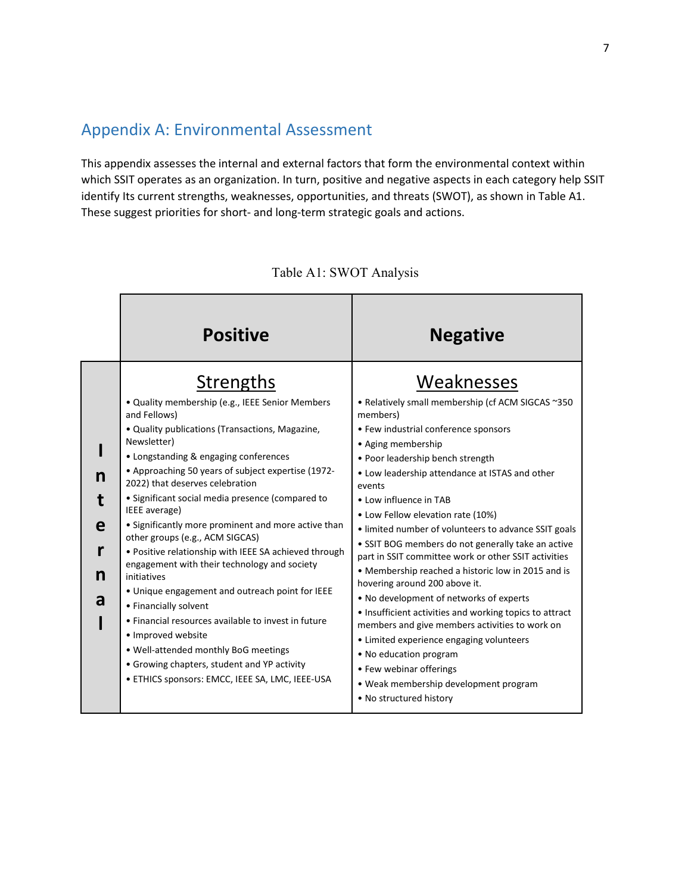## Appendix A: Environmental Assessment

This appendix assesses the internal and external factors that form the environmental context within which SSIT operates as an organization. In turn, positive and negative aspects in each category help SSIT identify Its current strengths, weaknesses, opportunities, and threats (SWOT), as shown in Table A1. These suggest priorities for short- and long-term strategic goals and actions.

Table A1: SWOT Analysis

| | **Positive** | **Negative** |
|---|---|---|
| **Internal** | <u>Strengths</u><br>• Quality membership (e.g., IEEE Senior Members and Fellows)<br>• Quality publications (Transactions, Magazine, Newsletter)<br>• Longstanding & engaging conferences<br>• Approaching 50 years of subject expertise (1972-2022) that deserves celebration<br>• Significant social media presence (compared to IEEE average)<br>• Significantly more prominent and more active than other groups (e.g., ACM SIGCAS)<br>• Positive relationship with IEEE SA achieved through engagement with their technology and society initiatives<br>• Unique engagement and outreach point for IEEE<br>• Financially solvent<br>• Financial resources available to invest in future<br>• Improved website<br>• Well-attended monthly BoG meetings<br>• Growing chapters, student and YP activity<br>• ETHICS sponsors: EMCC, IEEE SA, LMC, IEEE-USA | <u>Weaknesses</u><br>• Relatively small membership (cf ACM SIGCAS ~350 members)<br>• Few industrial conference sponsors<br>• Aging membership<br>• Poor leadership bench strength<br>• Low leadership attendance at ISTAS and other events<br>• Low influence in TAB<br>• Low Fellow elevation rate (10%)<br>• limited number of volunteers to advance SSIT goals<br>• SSIT BOG members do not generally take an active part in SSIT committee work or other SSIT activities<br>• Membership reached a historic low in 2015 and is hovering around 200 above it.<br>• No development of networks of experts<br>• Insufficient activities and working topics to attract members and give members activities to work on<br>• Limited experience engaging volunteers<br>• No education program<br>• Few webinar offerings<br>• Weak membership development program<br>• No structured history |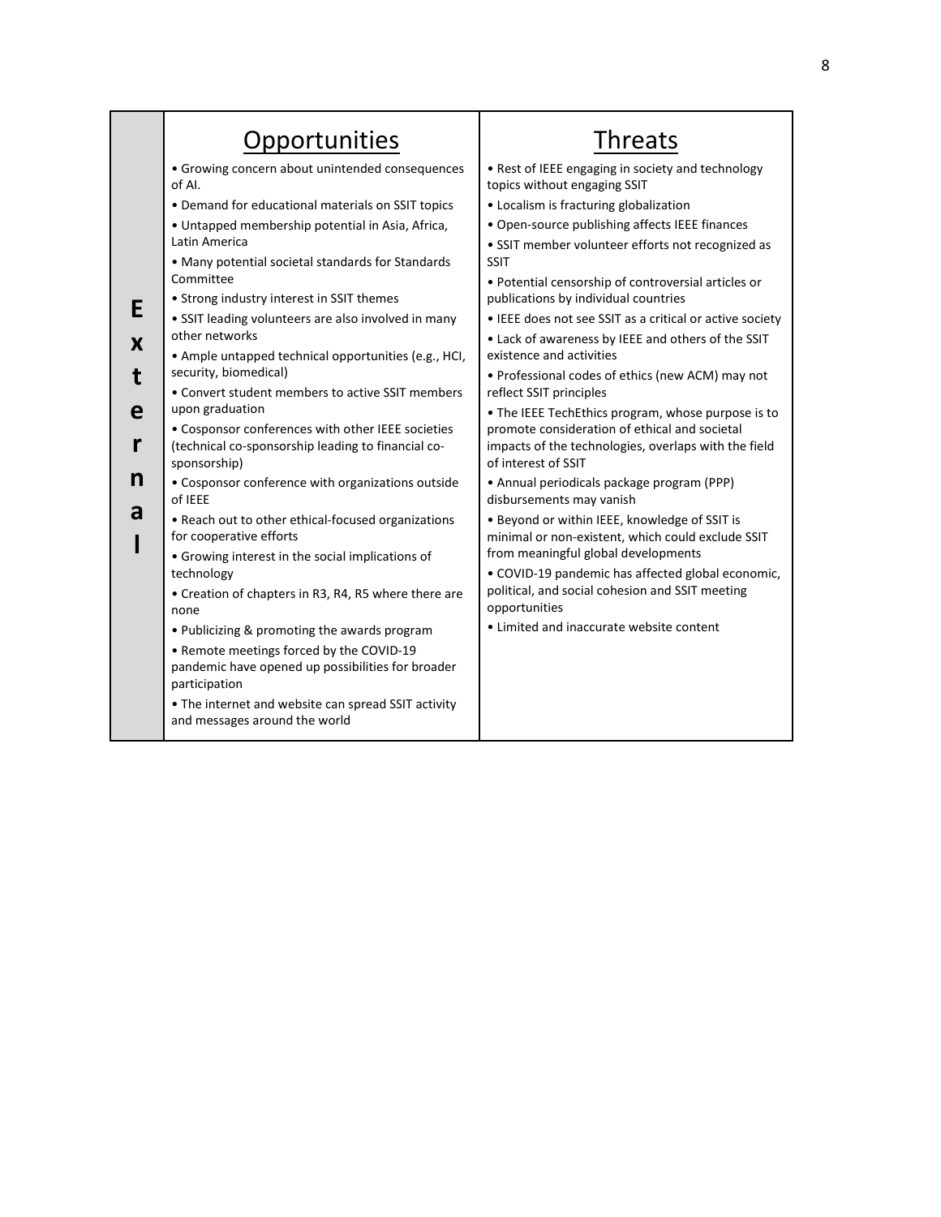| External | Opportunities | Threats |
|---|---|---|
| | • Growing concern about unintended consequences of AI.<br>• Demand for educational materials on SSIT topics<br>• Untapped membership potential in Asia, Africa, Latin America<br>• Many potential societal standards for Standards Committee<br>• Strong industry interest in SSIT themes<br>• SSIT leading volunteers are also involved in many other networks<br>• Ample untapped technical opportunities (e.g., HCI, security, biomedical)<br>• Convert student members to active SSIT members upon graduation<br>• Cosponsor conferences with other IEEE societies (technical co-sponsorship leading to financial co-sponsorship)<br>• Cosponsor conference with organizations outside of IEEE<br>• Reach out to other ethical-focused organizations for cooperative efforts<br>• Growing interest in the social implications of technology<br>• Creation of chapters in R3, R4, R5 where there are none<br>• Publicizing & promoting the awards program<br>• Remote meetings forced by the COVID-19 pandemic have opened up possibilities for broader participation<br>• The internet and website can spread SSIT activity and messages around the world | • Rest of IEEE engaging in society and technology topics without engaging SSIT<br>• Localism is fracturing globalization<br>• Open-source publishing affects IEEE finances<br>• SSIT member volunteer efforts not recognized as SSIT<br>• Potential censorship of controversial articles or publications by individual countries<br>• IEEE does not see SSIT as a critical or active society<br>• Lack of awareness by IEEE and others of the SSIT existence and activities<br>• Professional codes of ethics (new ACM) may not reflect SSIT principles<br>• The IEEE TechEthics program, whose purpose is to promote consideration of ethical and societal impacts of the technologies, overlaps with the field of interest of SSIT<br>• Annual periodicals package program (PPP) disbursements may vanish<br>• Beyond or within IEEE, knowledge of SSIT is minimal or non-existent, which could exclude SSIT from meaningful global developments<br>• COVID-19 pandemic has affected global economic, political, and social cohesion and SSIT meeting opportunities<br>• Limited and inaccurate website content |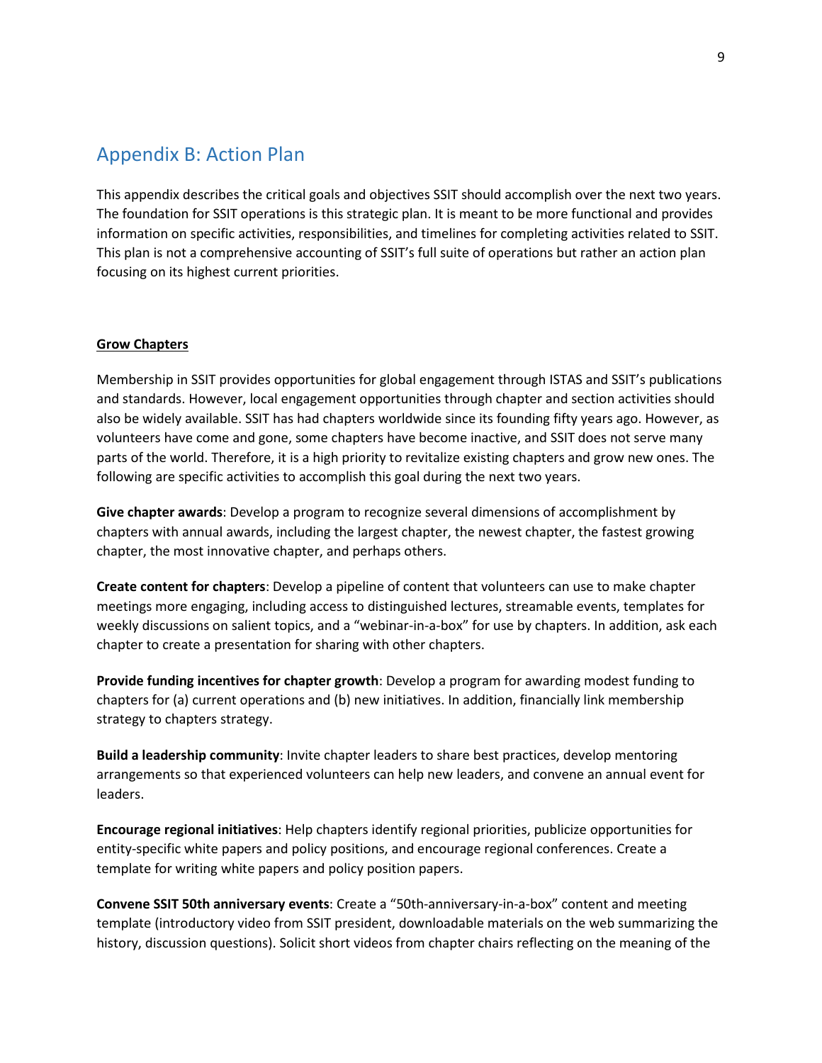## Appendix B: Action Plan

This appendix describes the critical goals and objectives SSIT should accomplish over the next two years. The foundation for SSIT operations is this strategic plan. It is meant to be more functional and provides information on specific activities, responsibilities, and timelines for completing activities related to SSIT. This plan is not a comprehensive accounting of SSIT's full suite of operations but rather an action plan focusing on its highest current priorities.

### Grow Chapters

Membership in SSIT provides opportunities for global engagement through ISTAS and SSIT's publications and standards. However, local engagement opportunities through chapter and section activities should also be widely available. SSIT has had chapters worldwide since its founding fifty years ago. However, as volunteers have come and gone, some chapters have become inactive, and SSIT does not serve many parts of the world. Therefore, it is a high priority to revitalize existing chapters and grow new ones. The following are specific activities to accomplish this goal during the next two years.

**Give chapter awards**: Develop a program to recognize several dimensions of accomplishment by chapters with annual awards, including the largest chapter, the newest chapter, the fastest growing chapter, the most innovative chapter, and perhaps others.

**Create content for chapters**: Develop a pipeline of content that volunteers can use to make chapter meetings more engaging, including access to distinguished lectures, streamable events, templates for weekly discussions on salient topics, and a "webinar-in-a-box" for use by chapters. In addition, ask each chapter to create a presentation for sharing with other chapters.

**Provide funding incentives for chapter growth**: Develop a program for awarding modest funding to chapters for (a) current operations and (b) new initiatives. In addition, financially link membership strategy to chapters strategy.

**Build a leadership community**: Invite chapter leaders to share best practices, develop mentoring arrangements so that experienced volunteers can help new leaders, and convene an annual event for leaders.

**Encourage regional initiatives**: Help chapters identify regional priorities, publicize opportunities for entity-specific white papers and policy positions, and encourage regional conferences. Create a template for writing white papers and policy position papers.

**Convene SSIT 50th anniversary events**: Create a "50th-anniversary-in-a-box" content and meeting template (introductory video from SSIT president, downloadable materials on the web summarizing the history, discussion questions). Solicit short videos from chapter chairs reflecting on the meaning of the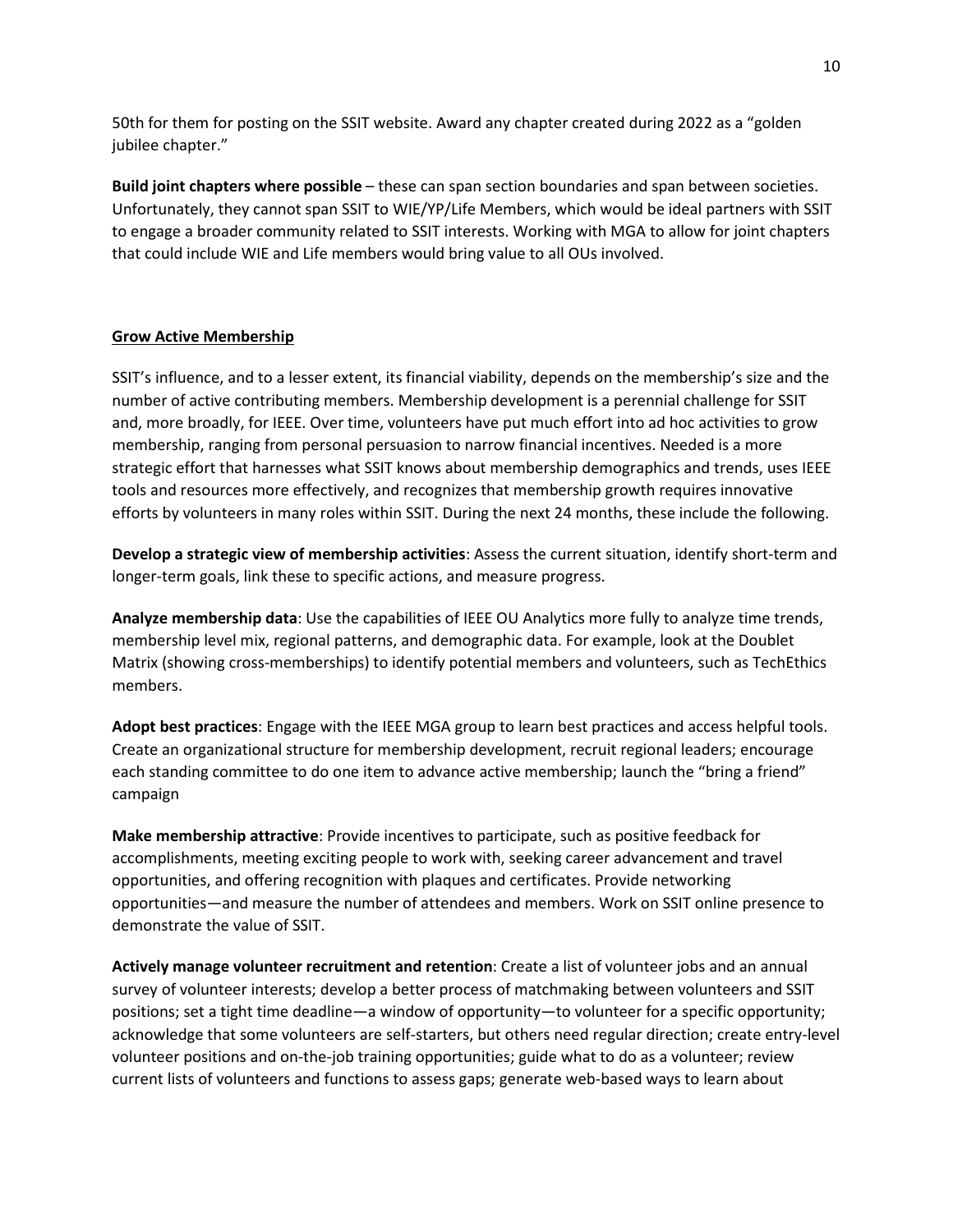50th for them for posting on the SSIT website. Award any chapter created during 2022 as a "golden jubilee chapter."

**Build joint chapters where possible** – these can span section boundaries and span between societies. Unfortunately, they cannot span SSIT to WIE/YP/Life Members, which would be ideal partners with SSIT to engage a broader community related to SSIT interests. Working with MGA to allow for joint chapters that could include WIE and Life members would bring value to all OUs involved.

## Grow Active Membership

SSIT's influence, and to a lesser extent, its financial viability, depends on the membership's size and the number of active contributing members. Membership development is a perennial challenge for SSIT and, more broadly, for IEEE. Over time, volunteers have put much effort into ad hoc activities to grow membership, ranging from personal persuasion to narrow financial incentives. Needed is a more strategic effort that harnesses what SSIT knows about membership demographics and trends, uses IEEE tools and resources more effectively, and recognizes that membership growth requires innovative efforts by volunteers in many roles within SSIT. During the next 24 months, these include the following.

**Develop a strategic view of membership activities**: Assess the current situation, identify short-term and longer-term goals, link these to specific actions, and measure progress.

**Analyze membership data**: Use the capabilities of IEEE OU Analytics more fully to analyze time trends, membership level mix, regional patterns, and demographic data. For example, look at the Doublet Matrix (showing cross-memberships) to identify potential members and volunteers, such as TechEthics members.

**Adopt best practices**: Engage with the IEEE MGA group to learn best practices and access helpful tools. Create an organizational structure for membership development, recruit regional leaders; encourage each standing committee to do one item to advance active membership; launch the "bring a friend" campaign

**Make membership attractive**: Provide incentives to participate, such as positive feedback for accomplishments, meeting exciting people to work with, seeking career advancement and travel opportunities, and offering recognition with plaques and certificates. Provide networking opportunities—and measure the number of attendees and members. Work on SSIT online presence to demonstrate the value of SSIT.

**Actively manage volunteer recruitment and retention**: Create a list of volunteer jobs and an annual survey of volunteer interests; develop a better process of matchmaking between volunteers and SSIT positions; set a tight time deadline—a window of opportunity—to volunteer for a specific opportunity; acknowledge that some volunteers are self-starters, but others need regular direction; create entry-level volunteer positions and on-the-job training opportunities; guide what to do as a volunteer; review current lists of volunteers and functions to assess gaps; generate web-based ways to learn about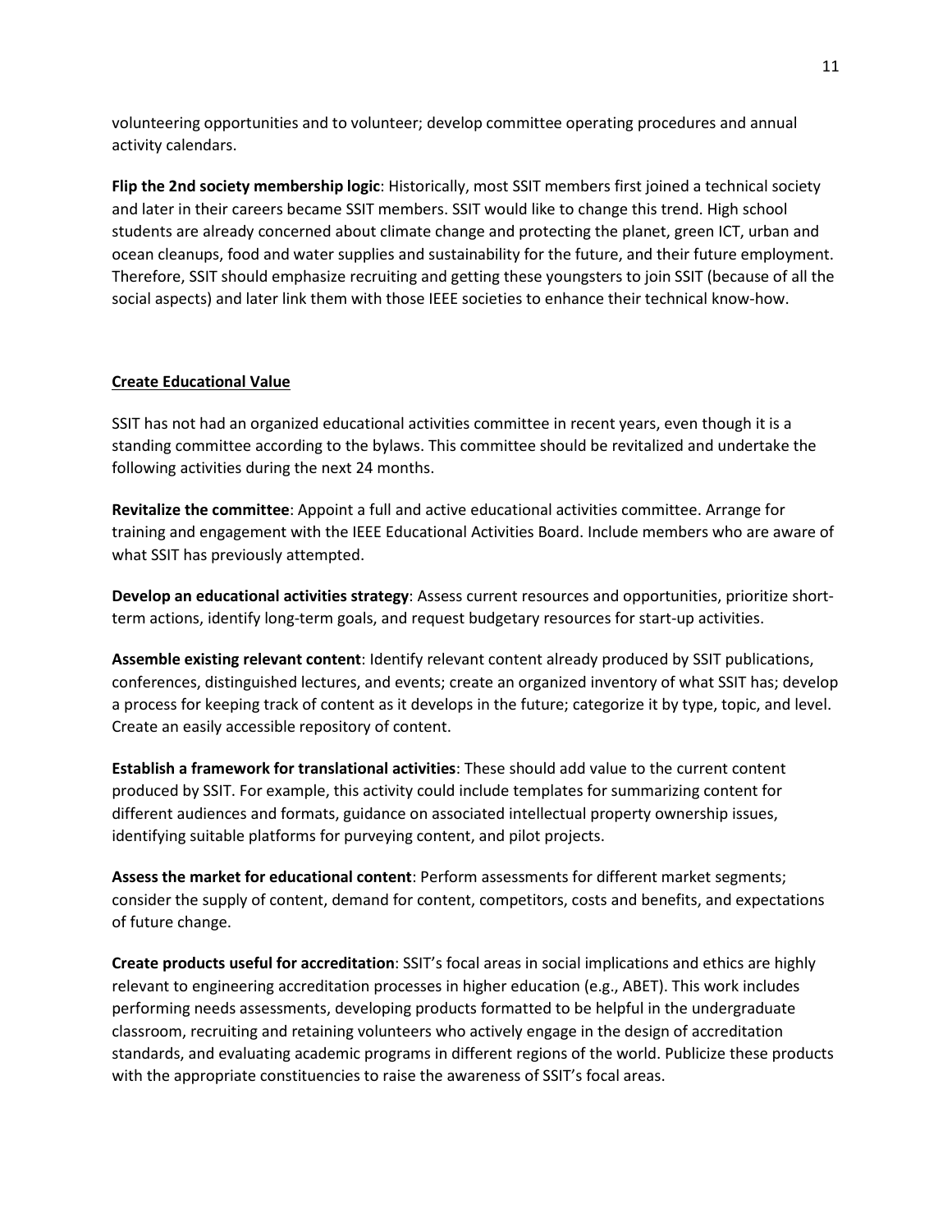volunteering opportunities and to volunteer; develop committee operating procedures and annual activity calendars.

**Flip the 2nd society membership logic**: Historically, most SSIT members first joined a technical society and later in their careers became SSIT members. SSIT would like to change this trend. High school students are already concerned about climate change and protecting the planet, green ICT, urban and ocean cleanups, food and water supplies and sustainability for the future, and their future employment. Therefore, SSIT should emphasize recruiting and getting these youngsters to join SSIT (because of all the social aspects) and later link them with those IEEE societies to enhance their technical know-how.

## Create Educational Value

SSIT has not had an organized educational activities committee in recent years, even though it is a standing committee according to the bylaws. This committee should be revitalized and undertake the following activities during the next 24 months.

**Revitalize the committee**: Appoint a full and active educational activities committee. Arrange for training and engagement with the IEEE Educational Activities Board. Include members who are aware of what SSIT has previously attempted.

**Develop an educational activities strategy**: Assess current resources and opportunities, prioritize short-term actions, identify long-term goals, and request budgetary resources for start-up activities.

**Assemble existing relevant content**: Identify relevant content already produced by SSIT publications, conferences, distinguished lectures, and events; create an organized inventory of what SSIT has; develop a process for keeping track of content as it develops in the future; categorize it by type, topic, and level. Create an easily accessible repository of content.

**Establish a framework for translational activities**: These should add value to the current content produced by SSIT. For example, this activity could include templates for summarizing content for different audiences and formats, guidance on associated intellectual property ownership issues, identifying suitable platforms for purveying content, and pilot projects.

**Assess the market for educational content**: Perform assessments for different market segments; consider the supply of content, demand for content, competitors, costs and benefits, and expectations of future change.

**Create products useful for accreditation**: SSIT's focal areas in social implications and ethics are highly relevant to engineering accreditation processes in higher education (e.g., ABET). This work includes performing needs assessments, developing products formatted to be helpful in the undergraduate classroom, recruiting and retaining volunteers who actively engage in the design of accreditation standards, and evaluating academic programs in different regions of the world. Publicize these products with the appropriate constituencies to raise the awareness of SSIT's focal areas.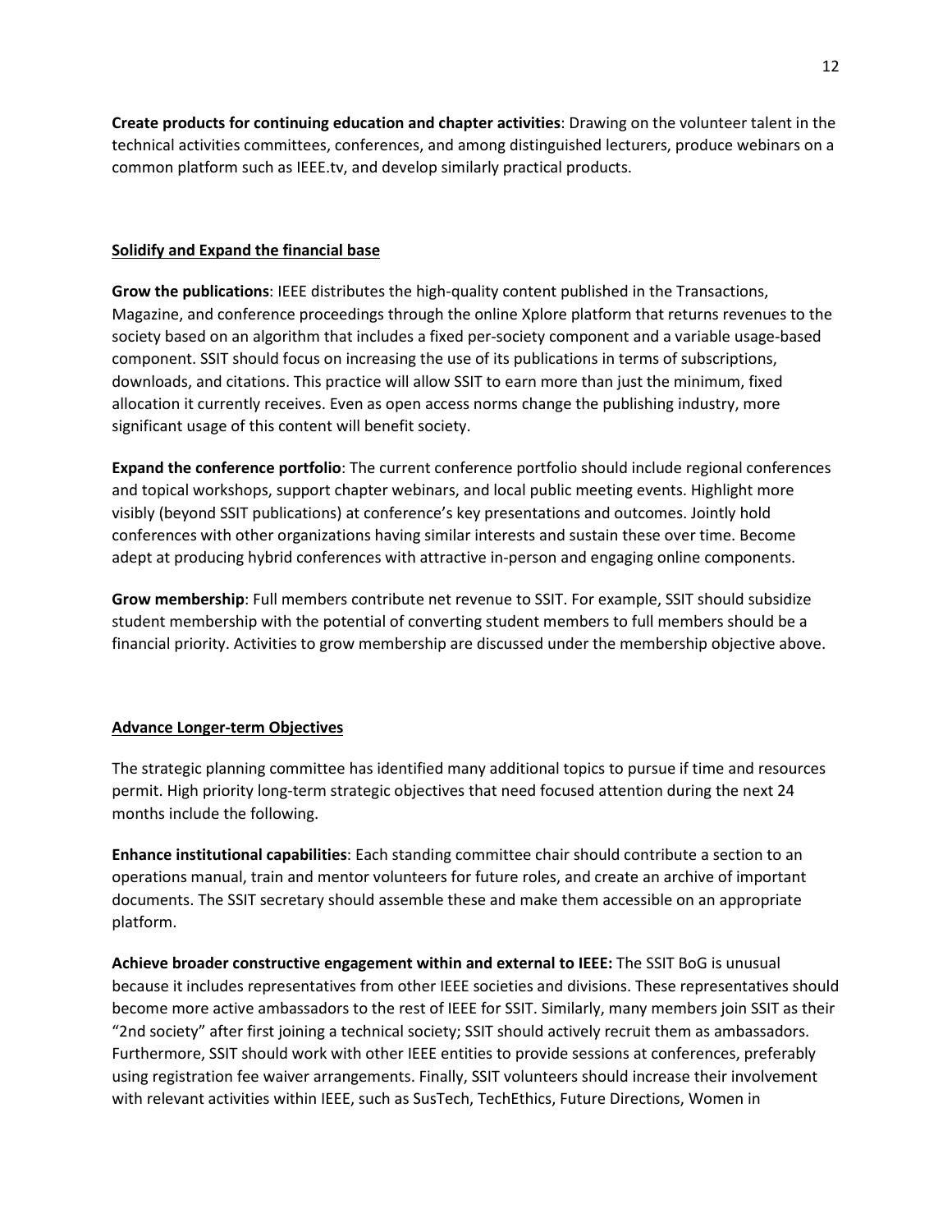**Create products for continuing education and chapter activities**: Drawing on the volunteer talent in the technical activities committees, conferences, and among distinguished lecturers, produce webinars on a common platform such as IEEE.tv, and develop similarly practical products.

## Solidify and Expand the financial base

**Grow the publications**: IEEE distributes the high-quality content published in the Transactions, Magazine, and conference proceedings through the online Xplore platform that returns revenues to the society based on an algorithm that includes a fixed per-society component and a variable usage-based component. SSIT should focus on increasing the use of its publications in terms of subscriptions, downloads, and citations. This practice will allow SSIT to earn more than just the minimum, fixed allocation it currently receives. Even as open access norms change the publishing industry, more significant usage of this content will benefit society.

**Expand the conference portfolio**: The current conference portfolio should include regional conferences and topical workshops, support chapter webinars, and local public meeting events. Highlight more visibly (beyond SSIT publications) at conference's key presentations and outcomes. Jointly hold conferences with other organizations having similar interests and sustain these over time. Become adept at producing hybrid conferences with attractive in-person and engaging online components.

**Grow membership**: Full members contribute net revenue to SSIT. For example, SSIT should subsidize student membership with the potential of converting student members to full members should be a financial priority. Activities to grow membership are discussed under the membership objective above.

## Advance Longer-term Objectives

The strategic planning committee has identified many additional topics to pursue if time and resources permit. High priority long-term strategic objectives that need focused attention during the next 24 months include the following.

**Enhance institutional capabilities**: Each standing committee chair should contribute a section to an operations manual, train and mentor volunteers for future roles, and create an archive of important documents. The SSIT secretary should assemble these and make them accessible on an appropriate platform.

**Achieve broader constructive engagement within and external to IEEE:** The SSIT BoG is unusual because it includes representatives from other IEEE societies and divisions. These representatives should become more active ambassadors to the rest of IEEE for SSIT. Similarly, many members join SSIT as their "2nd society" after first joining a technical society; SSIT should actively recruit them as ambassadors. Furthermore, SSIT should work with other IEEE entities to provide sessions at conferences, preferably using registration fee waiver arrangements. Finally, SSIT volunteers should increase their involvement with relevant activities within IEEE, such as SusTech, TechEthics, Future Directions, Women in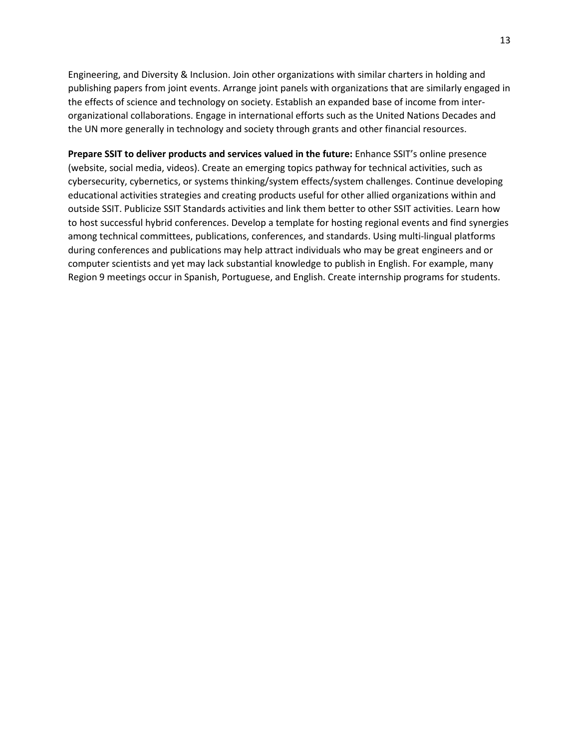Engineering, and Diversity & Inclusion. Join other organizations with similar charters in holding and publishing papers from joint events. Arrange joint panels with organizations that are similarly engaged in the effects of science and technology on society. Establish an expanded base of income from inter-organizational collaborations. Engage in international efforts such as the United Nations Decades and the UN more generally in technology and society through grants and other financial resources.

**Prepare SSIT to deliver products and services valued in the future:** Enhance SSIT's online presence (website, social media, videos). Create an emerging topics pathway for technical activities, such as cybersecurity, cybernetics, or systems thinking/system effects/system challenges. Continue developing educational activities strategies and creating products useful for other allied organizations within and outside SSIT. Publicize SSIT Standards activities and link them better to other SSIT activities. Learn how to host successful hybrid conferences. Develop a template for hosting regional events and find synergies among technical committees, publications, conferences, and standards. Using multi-lingual platforms during conferences and publications may help attract individuals who may be great engineers and or computer scientists and yet may lack substantial knowledge to publish in English. For example, many Region 9 meetings occur in Spanish, Portuguese, and English. Create internship programs for students.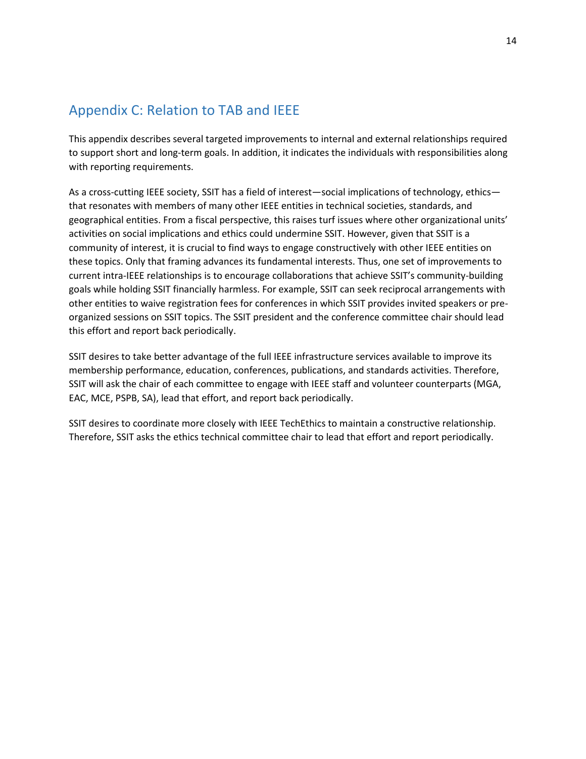## Appendix C: Relation to TAB and IEEE

This appendix describes several targeted improvements to internal and external relationships required to support short and long-term goals. In addition, it indicates the individuals with responsibilities along with reporting requirements.

As a cross-cutting IEEE society, SSIT has a field of interest—social implications of technology, ethics—that resonates with members of many other IEEE entities in technical societies, standards, and geographical entities. From a fiscal perspective, this raises turf issues where other organizational units' activities on social implications and ethics could undermine SSIT. However, given that SSIT is a community of interest, it is crucial to find ways to engage constructively with other IEEE entities on these topics. Only that framing advances its fundamental interests. Thus, one set of improvements to current intra-IEEE relationships is to encourage collaborations that achieve SSIT's community-building goals while holding SSIT financially harmless. For example, SSIT can seek reciprocal arrangements with other entities to waive registration fees for conferences in which SSIT provides invited speakers or pre-organized sessions on SSIT topics. The SSIT president and the conference committee chair should lead this effort and report back periodically.

SSIT desires to take better advantage of the full IEEE infrastructure services available to improve its membership performance, education, conferences, publications, and standards activities. Therefore, SSIT will ask the chair of each committee to engage with IEEE staff and volunteer counterparts (MGA, EAC, MCE, PSPB, SA), lead that effort, and report back periodically.

SSIT desires to coordinate more closely with IEEE TechEthics to maintain a constructive relationship. Therefore, SSIT asks the ethics technical committee chair to lead that effort and report periodically.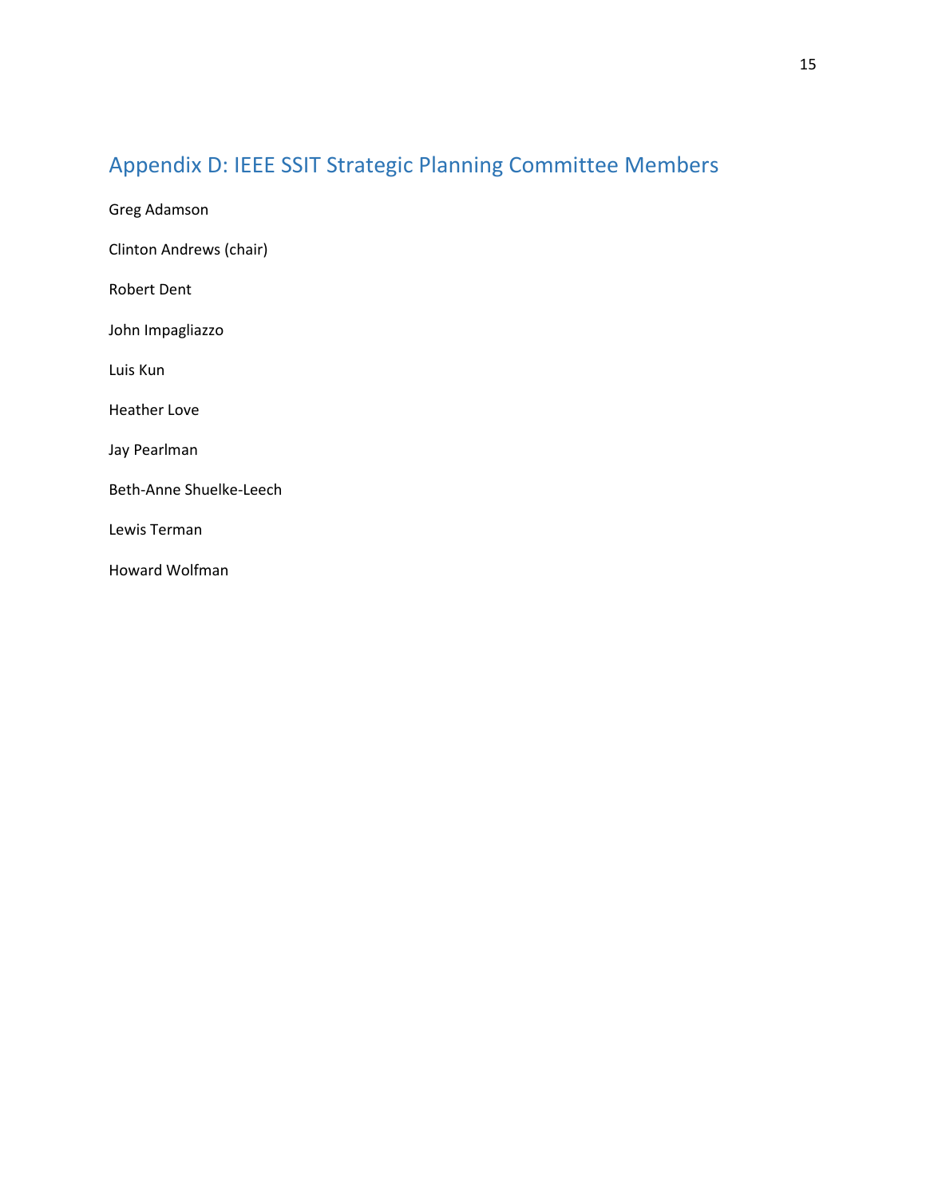# Appendix D: IEEE SSIT Strategic Planning Committee Members

Greg Adamson

Clinton Andrews (chair)

Robert Dent

John Impagliazzo

Luis Kun

Heather Love

Jay Pearlman

Beth-Anne Shuelke-Leech

Lewis Terman

Howard Wolfman